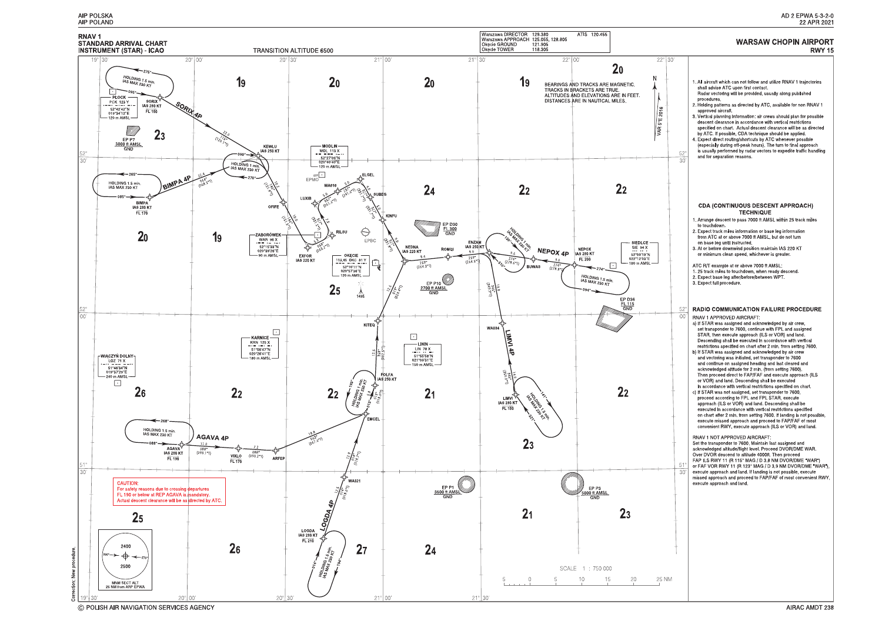RNAV 1
STANDARD ARRIVAL CHART
INSTRUMENT (STAR) - ICAO

TRANSITION ALTITUDE 6500

| | | | |
|---|---|---|---|
| Warszawa DIRECTOR | 129.380 | ATIS | 120.455 |
| Warszawa APPROACH | 125.055, 128.805 | | |
| Okęcie GROUND | 121.905 | | |
| Okęcie TOWER | 118.305 | | |

# WARSAW CHOPIN AIRPORT
RWY 15

BEARINGS AND TRACKS ARE MAGNETIC.
TRACKS IN BRACKETS ARE TRUE.
ALTITUDES AND ELEVATIONS ARE IN FEET.
DISTANCES ARE IN NAUTICAL MILES.

VAR 5°E 2016

PLOCK PCK 125 Y 52°42'42"N 019°34'12"E 120 m AMSL

SORIX IAS 280 KT FL 150

SORIX 4P

HOLDING 1.5 min. IAS MAX 230 KT

EP P7 3000 ft AMSL GND

KEWLU IAS 250 KT

HOLDING 1 min. IAS MAX 230 KT

BIMPA IAS 280 KT FL 170

BIMPA 4P

MODLIN MOL 115 X 52°27'09"N 020°40'40"E 120 m AMSL

EPMO

ELGEL, WA616, LUXIB, SUBEG, OFIFE, KINFU, RILSU, EXFOR IAS 220 KT

ZABORÓWEK WAR 96 X 52°15'38"N 020°39'26"E 90 m AMSL

EPBC

OKECIE 113.45 OKC 81 Y 52°10'11"N 020°57'36"E 120 m AMSL

NEDNA IAS 220 KT

ROMQI

ENZAM IAS 250 KT

EP D30 FL 300 GND

EP P10 2700 ft AMSL GND

NEPOX 4P

NEPOX IAS 280 KT FL 200

BUWAS

SIEDLCE SIE 34 X 52°09'19"N 022°11'03"E 180 m AMSL

EP D36 FL 115 GND

KITEQ

KARNICE KRN 125 X 51°56'47"N 020°26'41"E 180 m AMSL

LININ LIN 78 X 51°55'58"N 021°09'31"E 150 m AMSL

WIĄCZYŃ DOLNY LOZ 71 X 51°46'34"N 019°37'29"E 240 m AMSL

FOLFA IAS 250 KT

EMCEL

WA684

LIMVI 4P

LIMVI IAS 280 KT FL 150

AGAVA 4P

AGAVA IAS 280 KT FL 190

VIXLO FL 170

ARFEP

WA821

LOGDA 4P

LOGDA IAS 280 KT FL 210

EP P1 3500 ft AMSL GND

EP P3 5000 ft AMSL GND

CAUTION:
For safety reasons due to crossing departures FL 190 or below at REP AGAVA is mandatory.
Actual descent clearance will be as directed by ATC.

MNM SECT ALT 25 NM from ARP EPWA: 2400 / 2500

SCALE 1 : 750 000

1. All aircraft which can not follow and utilize RNAV 1 trajectories shall advise ATC upon first contact.
   Radar vectoring will be provided, usually along published procedures.
2. Holding patterns as directed by ATC, available for non RNAV 1 approved aircraft.
3. Vertical planning information: air crews should plan for possible descent clearance in accordance with vertical restrictions specified on chart. Actual descent clearance will be as directed by ATC. If possible, CDA technique should be applied.
4. Expect direct routing/shortcuts by ATC whenever possible (especially during off-peak hours). The turn to final approach is usually performed by radar vectors to expedite traffic handling and for separation reasons.

## CDA (CONTINUOUS DESCENT APPROACH) TECHNIQUE

1. Arrange descent to pass 7000 ft AMSL within 25 track miles to touchdown.
2. Expect track miles information or base leg information from ATC at or above 7000 ft AMSL, but do not turn on base leg until instructed.
3. At or before downwind position maintain IAS 220 KT or minimum clean speed, whichever is greater.

ATC R/T example at or above 7000 ft AMSL:
1. 25 track miles to touchdown, when ready descend.
2. Expect base leg after/before/between WPT.
3. Expect full procedure.

## RADIO COMMUNICATION FAILURE PROCEDURE

RNAV 1 APPROVED AIRCRAFT:

a) If STAR was assigned and acknowledged by air crew, set transponder to 7600, continue with FPL and assigned STAR, then execute approach (ILS or VOR) and land. Descending shall be executed in accordance with vertical restrictions specified on chart after 2 min. from setting 7600.
b) If STAR was assigned and acknowledged by air crew and vectoring was initiated, set transponder to 7600 and continue on assigned heading and last cleared and acknowledged altitude for 2 min. (from setting 7600). Then proceed direct to FAP/FAF and execute approach (ILS or VOR) and land. Descending shall be executed in accordance with vertical restrictions specified on chart.
c) If STAR was not assigned, set transponder to 7600, proceed according to FPL and FPL STAR, execute approach (ILS or VOR) and land. Descending shall be executed in accordance with vertical restrictions specified on chart after 2 min. from setting 7600. If landing is not possible, execute missed approach and proceed to FAP/FAF of most convenient RWY, execute approach (ILS or VOR) and land.

RNAV 1 NOT APPROVED AIRCRAFT:
Set the transponder to 7600. Maintain last assigned and acknowledged altitude/flight level. Proceed DVOR/DME WAR. Over DVOR descend to altitude 4000ft. Then proceed FAP ILS RWY 11 (R 115° MAG / D 3.8 NM DVOR/DME "WAR") or FAF VOR RWY 11 (R 123° MAG / D 3.9 NM DVOR/DME "WAR"), execute approach and land. If landing is not possible, execute missed approach and proceed to FAP/FAF of most convenient RWY, execute approach and land.

Correction; New procedure.

© POLISH AIR NAVIGATION SERVICES AGENCY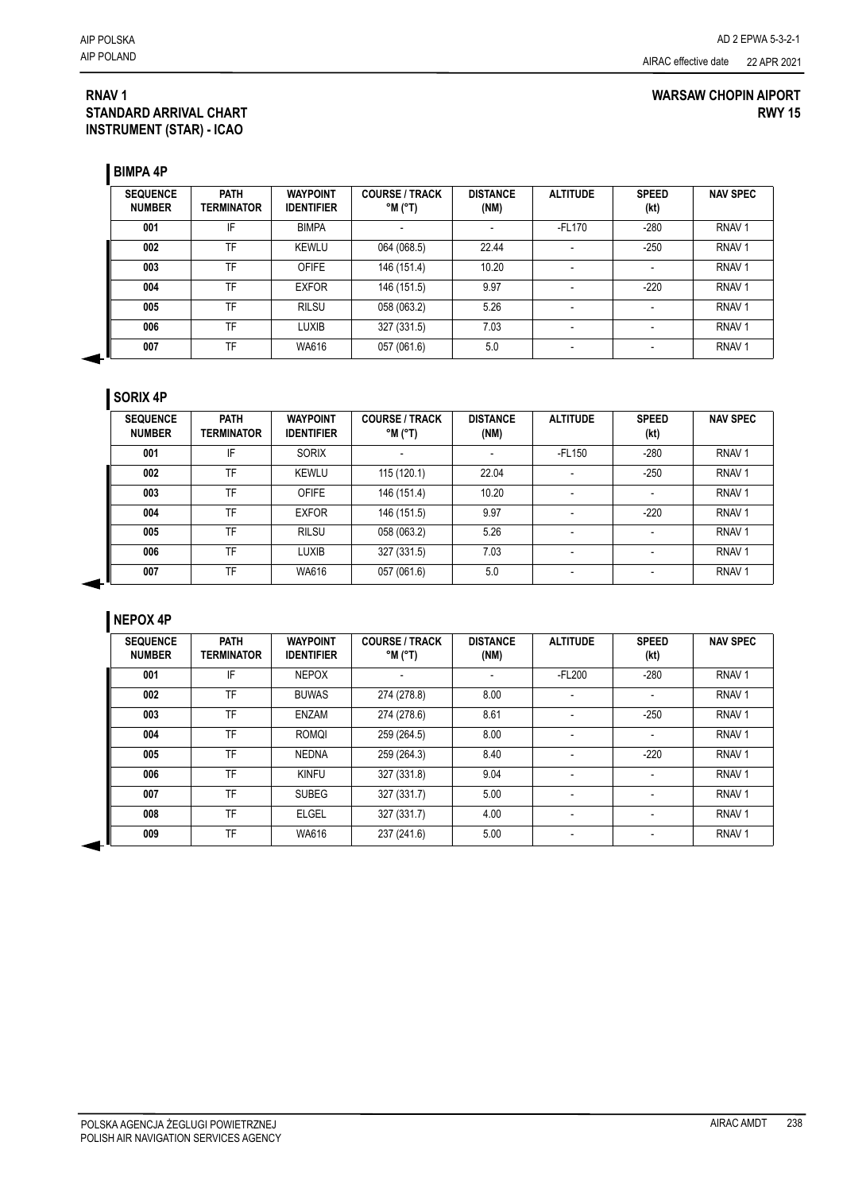**RNAV 1**
**STANDARD ARRIVAL CHART**
**INSTRUMENT (STAR) - ICAO**

**WARSAW CHOPIN AIPORT**
**RWY 15**

## BIMPA 4P

| SEQUENCE NUMBER | PATH TERMINATOR | WAYPOINT IDENTIFIER | COURSE / TRACK °M (°T) | DISTANCE (NM) | ALTITUDE | SPEED (kt) | NAV SPEC |
|---|---|---|---|---|---|---|---|
| 001 | IF | BIMPA | - | - | -FL170 | -280 | RNAV 1 |
| 002 | TF | KEWLU | 064 (068.5) | 22.44 | - | -250 | RNAV 1 |
| 003 | TF | OFIFE | 146 (151.4) | 10.20 | - | - | RNAV 1 |
| 004 | TF | EXFOR | 146 (151.5) | 9.97 | - | -220 | RNAV 1 |
| 005 | TF | RILSU | 058 (063.2) | 5.26 | - | - | RNAV 1 |
| 006 | TF | LUXIB | 327 (331.5) | 7.03 | - | - | RNAV 1 |
| 007 | TF | WA616 | 057 (061.6) | 5.0 | - | - | RNAV 1 |

## SORIX 4P

| SEQUENCE NUMBER | PATH TERMINATOR | WAYPOINT IDENTIFIER | COURSE / TRACK °M (°T) | DISTANCE (NM) | ALTITUDE | SPEED (kt) | NAV SPEC |
|---|---|---|---|---|---|---|---|
| 001 | IF | SORIX | - | - | -FL150 | -280 | RNAV 1 |
| 002 | TF | KEWLU | 115 (120.1) | 22.04 | - | -250 | RNAV 1 |
| 003 | TF | OFIFE | 146 (151.4) | 10.20 | - | - | RNAV 1 |
| 004 | TF | EXFOR | 146 (151.5) | 9.97 | - | -220 | RNAV 1 |
| 005 | TF | RILSU | 058 (063.2) | 5.26 | - | - | RNAV 1 |
| 006 | TF | LUXIB | 327 (331.5) | 7.03 | - | - | RNAV 1 |
| 007 | TF | WA616 | 057 (061.6) | 5.0 | - | - | RNAV 1 |

## NEPOX 4P

| SEQUENCE NUMBER | PATH TERMINATOR | WAYPOINT IDENTIFIER | COURSE / TRACK °M (°T) | DISTANCE (NM) | ALTITUDE | SPEED (kt) | NAV SPEC |
|---|---|---|---|---|---|---|---|
| 001 | IF | NEPOX | - | - | -FL200 | -280 | RNAV 1 |
| 002 | TF | BUWAS | 274 (278.8) | 8.00 | - | - | RNAV 1 |
| 003 | TF | ENZAM | 274 (278.6) | 8.61 | - | -250 | RNAV 1 |
| 004 | TF | ROMQI | 259 (264.5) | 8.00 | - | - | RNAV 1 |
| 005 | TF | NEDNA | 259 (264.3) | 8.40 | - | -220 | RNAV 1 |
| 006 | TF | KINFU | 327 (331.8) | 9.04 | - | - | RNAV 1 |
| 007 | TF | SUBEG | 327 (331.7) | 5.00 | - | - | RNAV 1 |
| 008 | TF | ELGEL | 327 (331.7) | 4.00 | - | - | RNAV 1 |
| 009 | TF | WA616 | 237 (241.6) | 5.00 | - | - | RNAV 1 |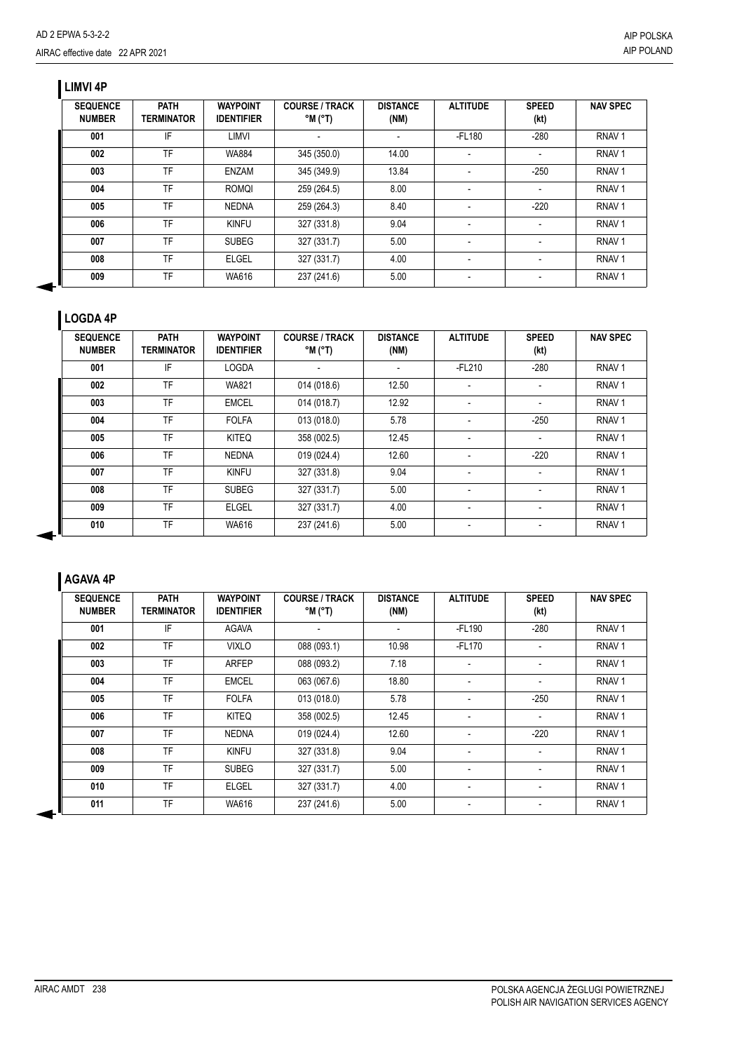## LIMVI 4P

| SEQUENCE NUMBER | PATH TERMINATOR | WAYPOINT IDENTIFIER | COURSE / TRACK °M (°T) | DISTANCE (NM) | ALTITUDE | SPEED (kt) | NAV SPEC |
|---|---|---|---|---|---|---|---|
| 001 | IF | LIMVI | - | - | -FL180 | -280 | RNAV 1 |
| 002 | TF | WA884 | 345 (350.0) | 14.00 | - | - | RNAV 1 |
| 003 | TF | ENZAM | 345 (349.9) | 13.84 | - | -250 | RNAV 1 |
| 004 | TF | ROMQI | 259 (264.5) | 8.00 | - | - | RNAV 1 |
| 005 | TF | NEDNA | 259 (264.3) | 8.40 | - | -220 | RNAV 1 |
| 006 | TF | KINFU | 327 (331.8) | 9.04 | - | - | RNAV 1 |
| 007 | TF | SUBEG | 327 (331.7) | 5.00 | - | - | RNAV 1 |
| 008 | TF | ELGEL | 327 (331.7) | 4.00 | - | - | RNAV 1 |
| 009 | TF | WA616 | 237 (241.6) | 5.00 | - | - | RNAV 1 |

## LOGDA 4P

| SEQUENCE NUMBER | PATH TERMINATOR | WAYPOINT IDENTIFIER | COURSE / TRACK °M (°T) | DISTANCE (NM) | ALTITUDE | SPEED (kt) | NAV SPEC |
|---|---|---|---|---|---|---|---|
| 001 | IF | LOGDA | - | - | -FL210 | -280 | RNAV 1 |
| 002 | TF | WA821 | 014 (018.6) | 12.50 | - | - | RNAV 1 |
| 003 | TF | EMCEL | 014 (018.7) | 12.92 | - | - | RNAV 1 |
| 004 | TF | FOLFA | 013 (018.0) | 5.78 | - | -250 | RNAV 1 |
| 005 | TF | KITEQ | 358 (002.5) | 12.45 | - | - | RNAV 1 |
| 006 | TF | NEDNA | 019 (024.4) | 12.60 | - | -220 | RNAV 1 |
| 007 | TF | KINFU | 327 (331.8) | 9.04 | - | - | RNAV 1 |
| 008 | TF | SUBEG | 327 (331.7) | 5.00 | - | - | RNAV 1 |
| 009 | TF | ELGEL | 327 (331.7) | 4.00 | - | - | RNAV 1 |
| 010 | TF | WA616 | 237 (241.6) | 5.00 | - | - | RNAV 1 |

## AGAVA 4P

| SEQUENCE NUMBER | PATH TERMINATOR | WAYPOINT IDENTIFIER | COURSE / TRACK °M (°T) | DISTANCE (NM) | ALTITUDE | SPEED (kt) | NAV SPEC |
|---|---|---|---|---|---|---|---|
| 001 | IF | AGAVA | - | - | -FL190 | -280 | RNAV 1 |
| 002 | TF | VIXLO | 088 (093.1) | 10.98 | -FL170 | - | RNAV 1 |
| 003 | TF | ARFEP | 088 (093.2) | 7.18 | - | - | RNAV 1 |
| 004 | TF | EMCEL | 063 (067.6) | 18.80 | - | - | RNAV 1 |
| 005 | TF | FOLFA | 013 (018.0) | 5.78 | - | -250 | RNAV 1 |
| 006 | TF | KITEQ | 358 (002.5) | 12.45 | - | - | RNAV 1 |
| 007 | TF | NEDNA | 019 (024.4) | 12.60 | - | -220 | RNAV 1 |
| 008 | TF | KINFU | 327 (331.8) | 9.04 | - | - | RNAV 1 |
| 009 | TF | SUBEG | 327 (331.7) | 5.00 | - | - | RNAV 1 |
| 010 | TF | ELGEL | 327 (331.7) | 4.00 | - | - | RNAV 1 |
| 011 | TF | WA616 | 237 (241.6) | 5.00 | - | - | RNAV 1 |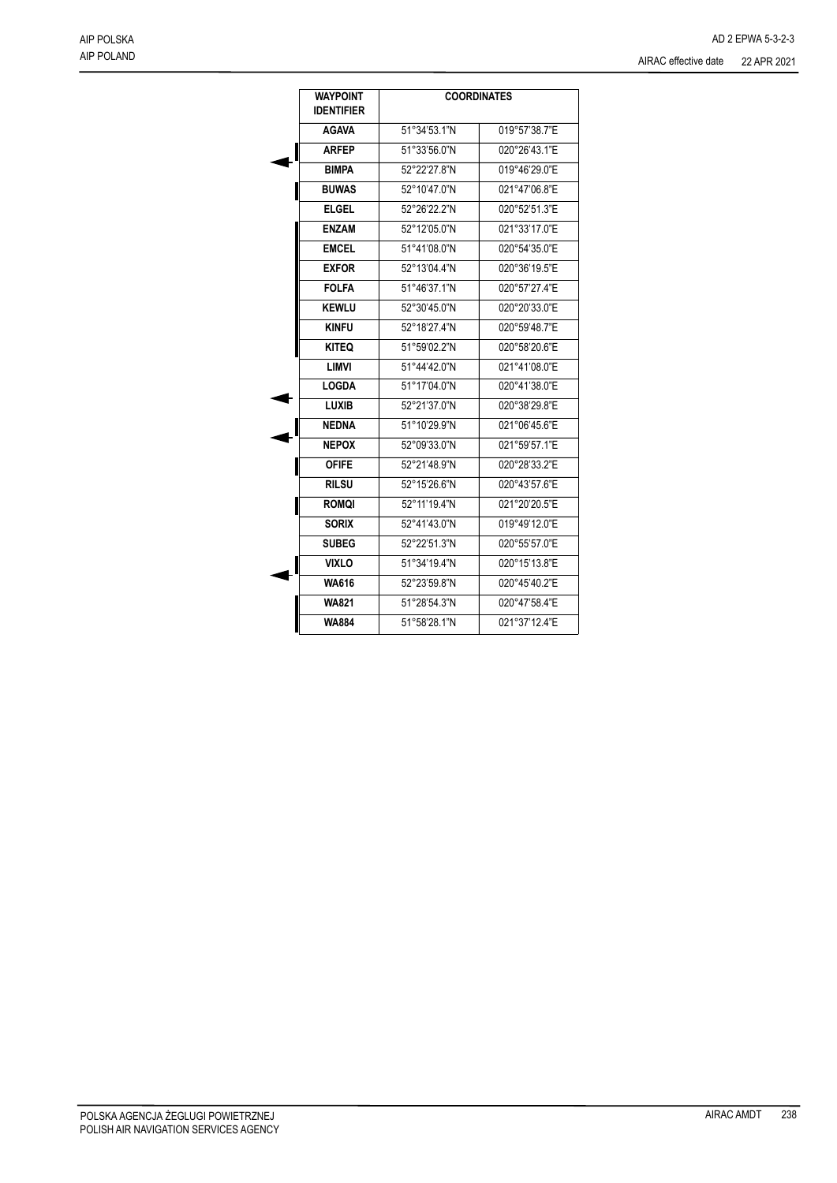| WAYPOINT IDENTIFIER | COORDINATES | |
|---|---|---|
| **AGAVA** | 51°34'53.1"N | 019°57'38.7"E |
| **ARFEP** | 51°33'56.0"N | 020°26'43.1"E |
| **BIMPA** | 52°22'27.8"N | 019°46'29.0"E |
| **BUWAS** | 52°10'47.0"N | 021°47'06.8"E |
| **ELGEL** | 52°26'22.2"N | 020°52'51.3"E |
| **ENZAM** | 52°12'05.0"N | 021°33'17.0"E |
| **EMCEL** | 51°41'08.0"N | 020°54'35.0"E |
| **EXFOR** | 52°13'04.4"N | 020°36'19.5"E |
| **FOLFA** | 51°46'37.1"N | 020°57'27.4"E |
| **KEWLU** | 52°30'45.0"N | 020°20'33.0"E |
| **KINFU** | 52°18'27.4"N | 020°59'48.7"E |
| **KITEQ** | 51°59'02.2"N | 020°58'20.6"E |
| **LIMVI** | 51°44'42.0"N | 021°41'08.0"E |
| **LOGDA** | 51°17'04.0"N | 020°41'38.0"E |
| **LUXIB** | 52°21'37.0"N | 020°38'29.8"E |
| **NEDNA** | 51°10'29.9"N | 021°06'45.6"E |
| **NEPOX** | 52°09'33.0"N | 021°59'57.1"E |
| **OFIFE** | 52°21'48.9"N | 020°28'33.2"E |
| **RILSU** | 52°15'26.6"N | 020°43'57.6"E |
| **ROMQI** | 52°11'19.4"N | 021°20'20.5"E |
| **SORIX** | 52°41'43.0"N | 019°49'12.0"E |
| **SUBEG** | 52°22'51.3"N | 020°55'57.0"E |
| **VIXLO** | 51°34'19.4"N | 020°15'13.8"E |
| **WA616** | 52°23'59.8"N | 020°45'40.2"E |
| **WA821** | 51°28'54.3"N | 020°47'58.4"E |
| **WA884** | 51°58'28.1"N | 021°37'12.4"E |